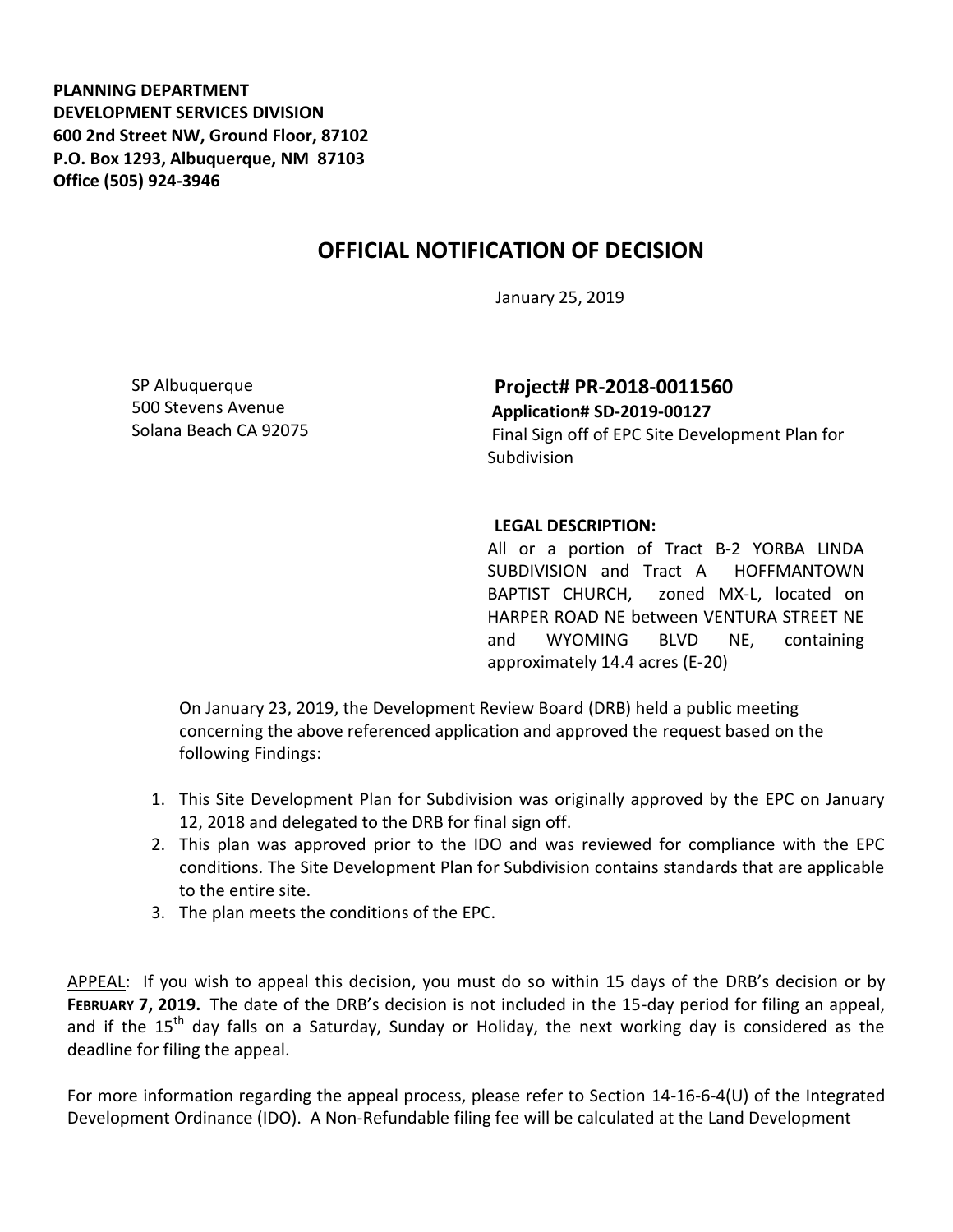**PLANNING DEPARTMENT**
**DEVELOPMENT SERVICES DIVISION**
**600 2nd Street NW, Ground Floor, 87102**
**P.O. Box 1293, Albuquerque, NM 87103**
**Office (505) 924-3946**

# OFFICIAL NOTIFICATION OF DECISION

January 25, 2019

SP Albuquerque
500 Stevens Avenue
Solana Beach CA 92075

## Project# PR-2018-0011560

**Application# SD-2019-00127**
Final Sign off of EPC Site Development Plan for Subdivision

**LEGAL DESCRIPTION:**
All or a portion of Tract B-2 YORBA LINDA SUBDIVISION and Tract A HOFFMANTOWN BAPTIST CHURCH, zoned MX-L, located on HARPER ROAD NE between VENTURA STREET NE and WYOMING BLVD NE, containing approximately 14.4 acres (E-20)

On January 23, 2019, the Development Review Board (DRB) held a public meeting concerning the above referenced application and approved the request based on the following Findings:

1. This Site Development Plan for Subdivision was originally approved by the EPC on January 12, 2018 and delegated to the DRB for final sign off.
2. This plan was approved prior to the IDO and was reviewed for compliance with the EPC conditions. The Site Development Plan for Subdivision contains standards that are applicable to the entire site.
3. The plan meets the conditions of the EPC.

APPEAL: If you wish to appeal this decision, you must do so within 15 days of the DRB's decision or by **FEBRUARY 7, 2019.** The date of the DRB's decision is not included in the 15-day period for filing an appeal, and if the 15th day falls on a Saturday, Sunday or Holiday, the next working day is considered as the deadline for filing the appeal.

For more information regarding the appeal process, please refer to Section 14-16-6-4(U) of the Integrated Development Ordinance (IDO). A Non-Refundable filing fee will be calculated at the Land Development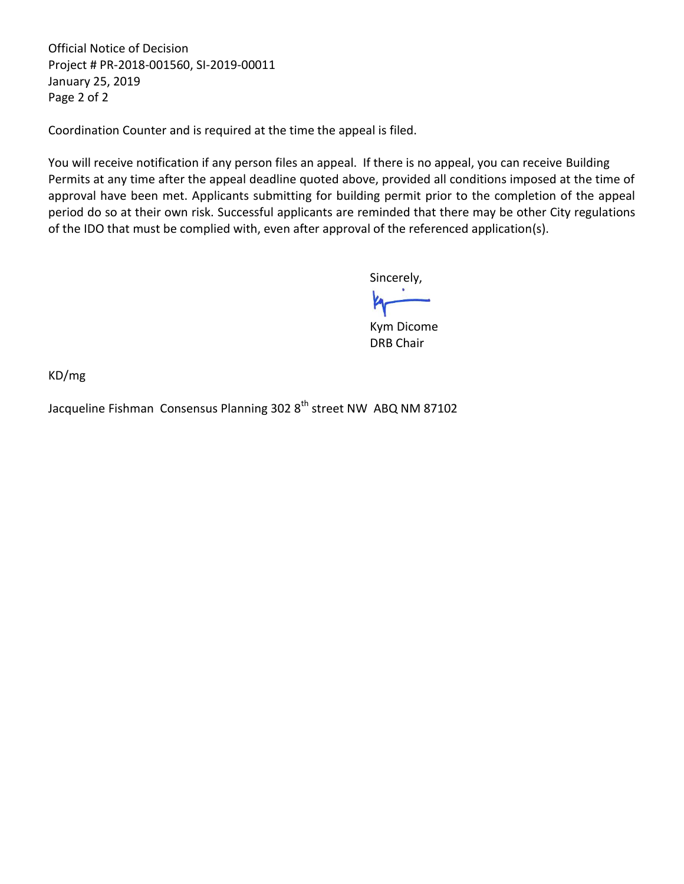Coordination Counter and is required at the time the appeal is filed.

You will receive notification if any person files an appeal. If there is no appeal, you can receive Building Permits at any time after the appeal deadline quoted above, provided all conditions imposed at the time of approval have been met. Applicants submitting for building permit prior to the completion of the appeal period do so at their own risk. Successful applicants are reminded that there may be other City regulations of the IDO that must be complied with, even after approval of the referenced application(s).

Sincerely,

Kym Dicome
DRB Chair

KD/mg

Jacqueline Fishman Consensus Planning 302 8th street NW ABQ NM 87102